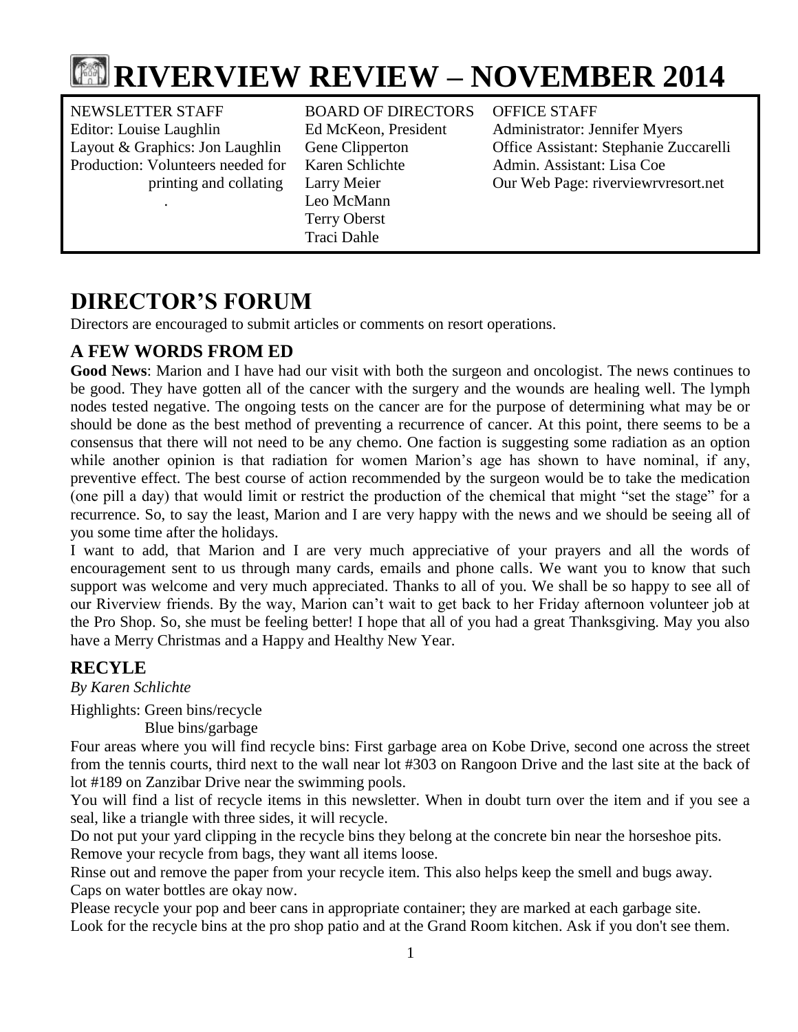# RIVERVIEW REVIEW – NOVEMBER 2014

| NEWSLETTER STAFF | BOARD OF DIRECTORS | OFFICE STAFF |
|---|---|---|
| Editor: Louise Laughlin | Ed McKeon, President | Administrator: Jennifer Myers |
| Layout & Graphics: Jon Laughlin | Gene Clipperton | Office Assistant: Stephanie Zuccarelli |
| Production: Volunteers needed for printing and collating | Karen Schlichte | Admin. Assistant: Lisa Coe |
| | Larry Meier | Our Web Page: riverviewrvresort.net |
| | Leo McMann | |
| | Terry Oberst | |
| | Traci Dahle | |

## DIRECTOR'S FORUM

Directors are encouraged to submit articles or comments on resort operations.

### A FEW WORDS FROM ED

**Good News**: Marion and I have had our visit with both the surgeon and oncologist. The news continues to be good. They have gotten all of the cancer with the surgery and the wounds are healing well. The lymph nodes tested negative. The ongoing tests on the cancer are for the purpose of determining what may be or should be done as the best method of preventing a recurrence of cancer. At this point, there seems to be a consensus that there will not need to be any chemo. One faction is suggesting some radiation as an option while another opinion is that radiation for women Marion's age has shown to have nominal, if any, preventive effect. The best course of action recommended by the surgeon would be to take the medication (one pill a day) that would limit or restrict the production of the chemical that might "set the stage" for a recurrence. So, to say the least, Marion and I are very happy with the news and we should be seeing all of you some time after the holidays.

I want to add, that Marion and I are very much appreciative of your prayers and all the words of encouragement sent to us through many cards, emails and phone calls. We want you to know that such support was welcome and very much appreciated. Thanks to all of you. We shall be so happy to see all of our Riverview friends. By the way, Marion can't wait to get back to her Friday afternoon volunteer job at the Pro Shop. So, she must be feeling better! I hope that all of you had a great Thanksgiving. May you also have a Merry Christmas and a Happy and Healthy New Year.

### RECYLE

*By Karen Schlichte*

Highlights: Green bins/recycle
Blue bins/garbage

Four areas where you will find recycle bins: First garbage area on Kobe Drive, second one across the street from the tennis courts, third next to the wall near lot #303 on Rangoon Drive and the last site at the back of lot #189 on Zanzibar Drive near the swimming pools.

You will find a list of recycle items in this newsletter. When in doubt turn over the item and if you see a seal, like a triangle with three sides, it will recycle.

Do not put your yard clipping in the recycle bins they belong at the concrete bin near the horseshoe pits.

Remove your recycle from bags, they want all items loose.

Rinse out and remove the paper from your recycle item. This also helps keep the smell and bugs away.

Caps on water bottles are okay now.

Please recycle your pop and beer cans in appropriate container; they are marked at each garbage site.

Look for the recycle bins at the pro shop patio and at the Grand Room kitchen. Ask if you don't see them.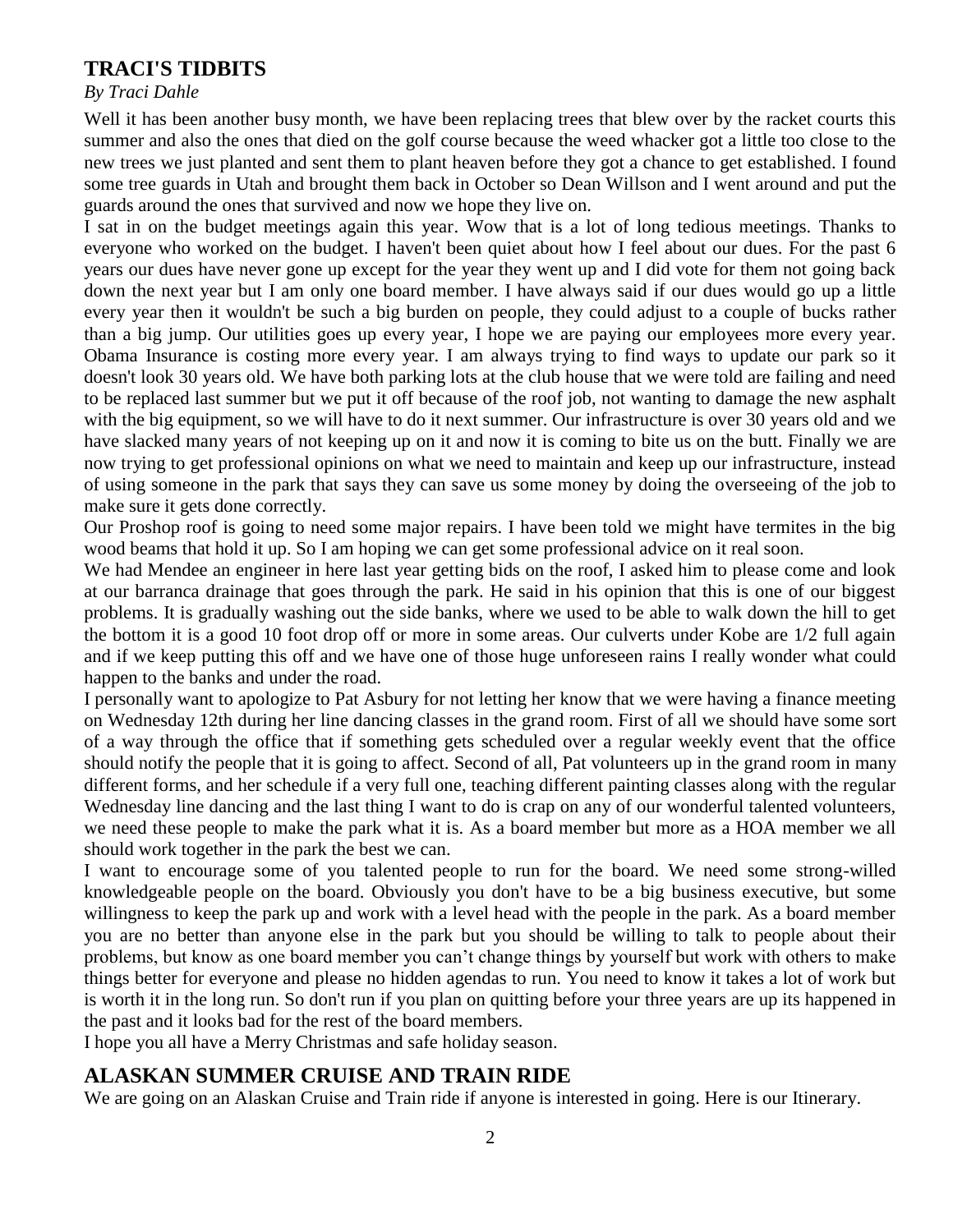## TRACI'S TIDBITS

*By Traci Dahle*

Well it has been another busy month, we have been replacing trees that blew over by the racket courts this summer and also the ones that died on the golf course because the weed whacker got a little too close to the new trees we just planted and sent them to plant heaven before they got a chance to get established. I found some tree guards in Utah and brought them back in October so Dean Willson and I went around and put the guards around the ones that survived and now we hope they live on.

I sat in on the budget meetings again this year. Wow that is a lot of long tedious meetings. Thanks to everyone who worked on the budget. I haven't been quiet about how I feel about our dues. For the past 6 years our dues have never gone up except for the year they went up and I did vote for them not going back down the next year but I am only one board member. I have always said if our dues would go up a little every year then it wouldn't be such a big burden on people, they could adjust to a couple of bucks rather than a big jump. Our utilities goes up every year, I hope we are paying our employees more every year. Obama Insurance is costing more every year. I am always trying to find ways to update our park so it doesn't look 30 years old. We have both parking lots at the club house that we were told are failing and need to be replaced last summer but we put it off because of the roof job, not wanting to damage the new asphalt with the big equipment, so we will have to do it next summer. Our infrastructure is over 30 years old and we have slacked many years of not keeping up on it and now it is coming to bite us on the butt. Finally we are now trying to get professional opinions on what we need to maintain and keep up our infrastructure, instead of using someone in the park that says they can save us some money by doing the overseeing of the job to make sure it gets done correctly.

Our Proshop roof is going to need some major repairs. I have been told we might have termites in the big wood beams that hold it up. So I am hoping we can get some professional advice on it real soon.

We had Mendee an engineer in here last year getting bids on the roof, I asked him to please come and look at our barranca drainage that goes through the park. He said in his opinion that this is one of our biggest problems. It is gradually washing out the side banks, where we used to be able to walk down the hill to get the bottom it is a good 10 foot drop off or more in some areas. Our culverts under Kobe are 1/2 full again and if we keep putting this off and we have one of those huge unforeseen rains I really wonder what could happen to the banks and under the road.

I personally want to apologize to Pat Asbury for not letting her know that we were having a finance meeting on Wednesday 12th during her line dancing classes in the grand room. First of all we should have some sort of a way through the office that if something gets scheduled over a regular weekly event that the office should notify the people that it is going to affect. Second of all, Pat volunteers up in the grand room in many different forms, and her schedule if a very full one, teaching different painting classes along with the regular Wednesday line dancing and the last thing I want to do is crap on any of our wonderful talented volunteers, we need these people to make the park what it is. As a board member but more as a HOA member we all should work together in the park the best we can.

I want to encourage some of you talented people to run for the board. We need some strong-willed knowledgeable people on the board. Obviously you don't have to be a big business executive, but some willingness to keep the park up and work with a level head with the people in the park. As a board member you are no better than anyone else in the park but you should be willing to talk to people about their problems, but know as one board member you can't change things by yourself but work with others to make things better for everyone and please no hidden agendas to run. You need to know it takes a lot of work but is worth it in the long run. So don't run if you plan on quitting before your three years are up its happened in the past and it looks bad for the rest of the board members.

I hope you all have a Merry Christmas and safe holiday season.

## ALASKAN SUMMER CRUISE AND TRAIN RIDE

We are going on an Alaskan Cruise and Train ride if anyone is interested in going. Here is our Itinerary.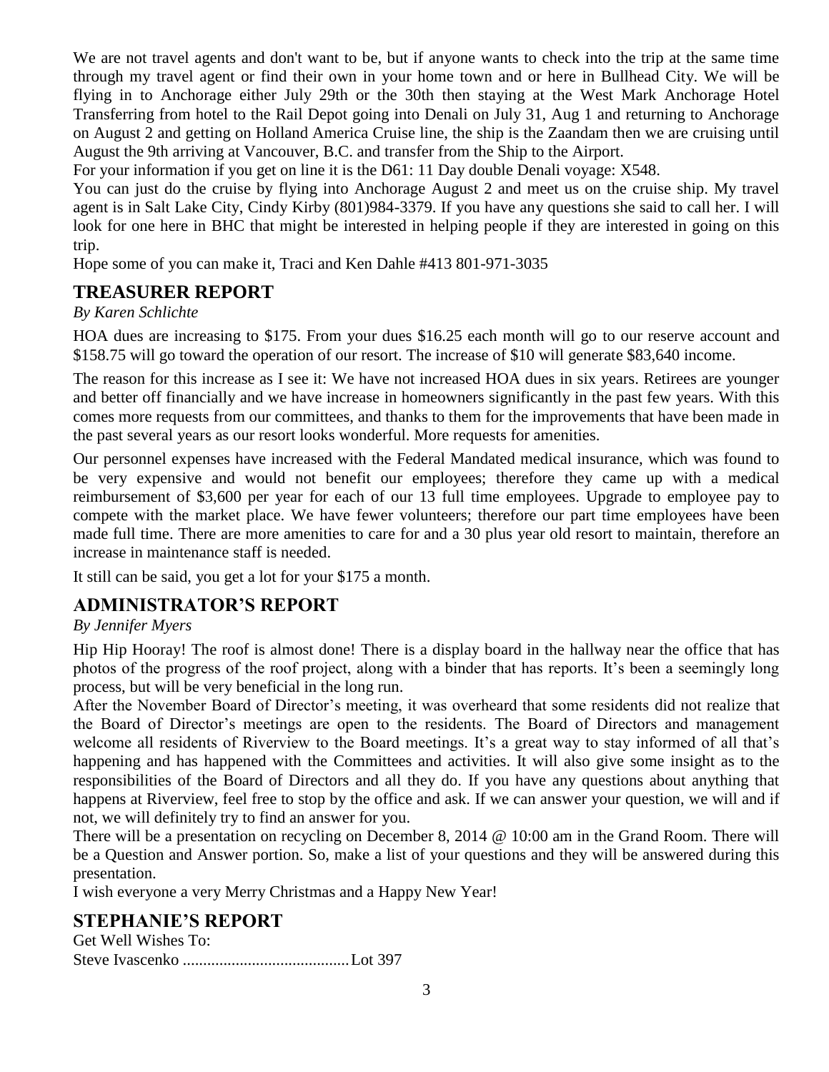We are not travel agents and don't want to be, but if anyone wants to check into the trip at the same time through my travel agent or find their own in your home town and or here in Bullhead City. We will be flying in to Anchorage either July 29th or the 30th then staying at the West Mark Anchorage Hotel Transferring from hotel to the Rail Depot going into Denali on July 31, Aug 1 and returning to Anchorage on August 2 and getting on Holland America Cruise line, the ship is the Zaandam then we are cruising until August the 9th arriving at Vancouver, B.C. and transfer from the Ship to the Airport.

For your information if you get on line it is the D61: 11 Day double Denali voyage: X548.

You can just do the cruise by flying into Anchorage August 2 and meet us on the cruise ship. My travel agent is in Salt Lake City, Cindy Kirby (801)984-3379. If you have any questions she said to call her. I will look for one here in BHC that might be interested in helping people if they are interested in going on this trip.

Hope some of you can make it, Traci and Ken Dahle #413 801-971-3035

## TREASURER REPORT

*By Karen Schlichte*

HOA dues are increasing to $175. From your dues $16.25 each month will go to our reserve account and $158.75 will go toward the operation of our resort. The increase of $10 will generate $83,640 income.

The reason for this increase as I see it: We have not increased HOA dues in six years. Retirees are younger and better off financially and we have increase in homeowners significantly in the past few years. With this comes more requests from our committees, and thanks to them for the improvements that have been made in the past several years as our resort looks wonderful. More requests for amenities.

Our personnel expenses have increased with the Federal Mandated medical insurance, which was found to be very expensive and would not benefit our employees; therefore they came up with a medical reimbursement of $3,600 per year for each of our 13 full time employees. Upgrade to employee pay to compete with the market place. We have fewer volunteers; therefore our part time employees have been made full time. There are more amenities to care for and a 30 plus year old resort to maintain, therefore an increase in maintenance staff is needed.

It still can be said, you get a lot for your $175 a month.

## ADMINISTRATOR'S REPORT

*By Jennifer Myers*

Hip Hip Hooray! The roof is almost done! There is a display board in the hallway near the office that has photos of the progress of the roof project, along with a binder that has reports. It's been a seemingly long process, but will be very beneficial in the long run.

After the November Board of Director's meeting, it was overheard that some residents did not realize that the Board of Director's meetings are open to the residents. The Board of Directors and management welcome all residents of Riverview to the Board meetings. It's a great way to stay informed of all that's happening and has happened with the Committees and activities. It will also give some insight as to the responsibilities of the Board of Directors and all they do. If you have any questions about anything that happens at Riverview, feel free to stop by the office and ask. If we can answer your question, we will and if not, we will definitely try to find an answer for you.

There will be a presentation on recycling on December 8, 2014 @ 10:00 am in the Grand Room. There will be a Question and Answer portion. So, make a list of your questions and they will be answered during this presentation.

I wish everyone a very Merry Christmas and a Happy New Year!

## STEPHANIE'S REPORT

Get Well Wishes To:

Steve Ivascenko .........................................Lot 397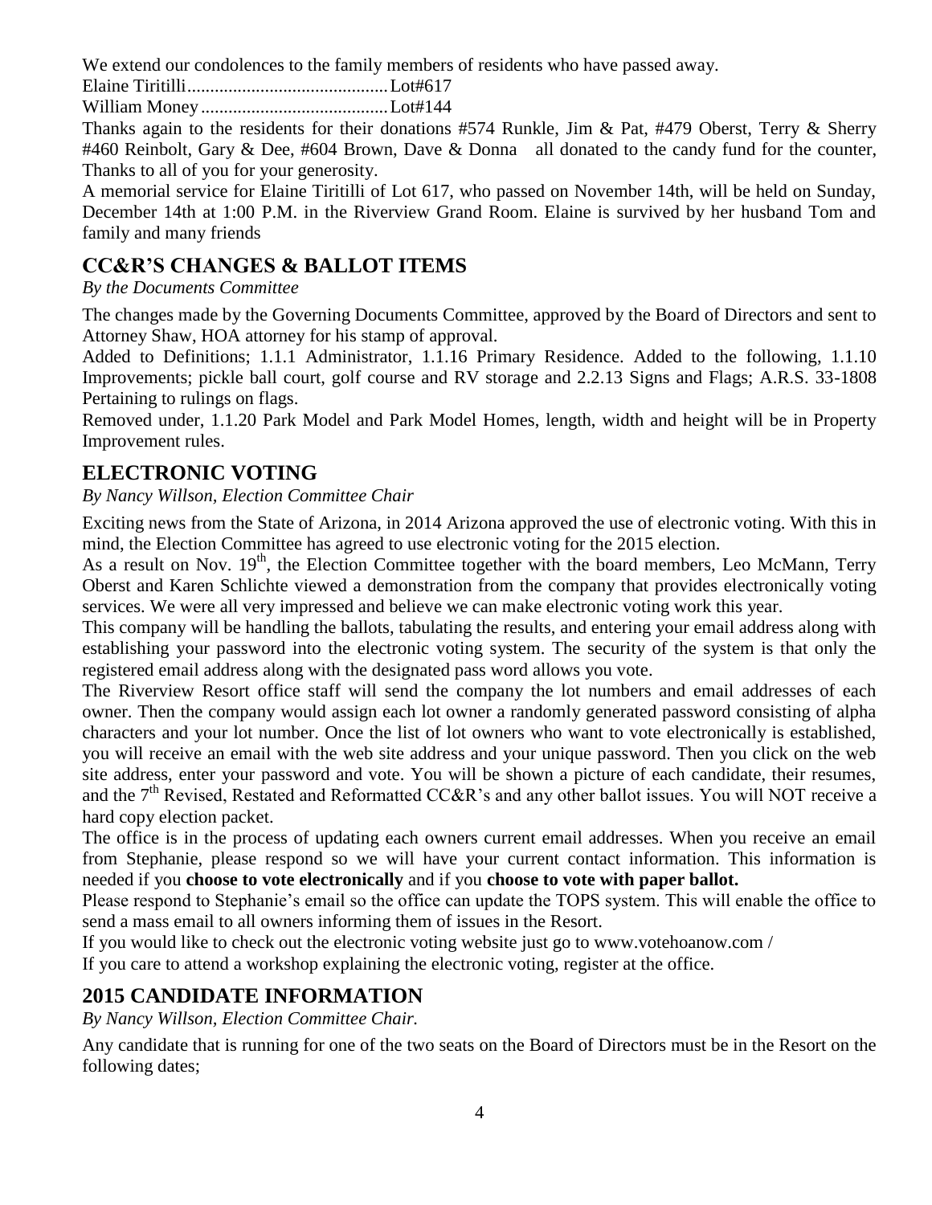We extend our condolences to the family members of residents who have passed away.

Elaine Tiritilli............................................Lot#617

William Money.........................................Lot#144

Thanks again to the residents for their donations #574 Runkle, Jim & Pat, #479 Oberst, Terry & Sherry #460 Reinbolt, Gary & Dee, #604 Brown, Dave & Donna all donated to the candy fund for the counter, Thanks to all of you for your generosity.

A memorial service for Elaine Tiritilli of Lot 617, who passed on November 14th, will be held on Sunday, December 14th at 1:00 P.M. in the Riverview Grand Room. Elaine is survived by her husband Tom and family and many friends

## CC&R'S CHANGES & BALLOT ITEMS

*By the Documents Committee*

The changes made by the Governing Documents Committee, approved by the Board of Directors and sent to Attorney Shaw, HOA attorney for his stamp of approval.

Added to Definitions; 1.1.1 Administrator, 1.1.16 Primary Residence. Added to the following, 1.1.10 Improvements; pickle ball court, golf course and RV storage and 2.2.13 Signs and Flags; A.R.S. 33-1808 Pertaining to rulings on flags.

Removed under, 1.1.20 Park Model and Park Model Homes, length, width and height will be in Property Improvement rules.

## ELECTRONIC VOTING

*By Nancy Willson, Election Committee Chair*

Exciting news from the State of Arizona, in 2014 Arizona approved the use of electronic voting. With this in mind, the Election Committee has agreed to use electronic voting for the 2015 election.

As a result on Nov. 19th, the Election Committee together with the board members, Leo McMann, Terry Oberst and Karen Schlichte viewed a demonstration from the company that provides electronically voting services. We were all very impressed and believe we can make electronic voting work this year.

This company will be handling the ballots, tabulating the results, and entering your email address along with establishing your password into the electronic voting system. The security of the system is that only the registered email address along with the designated pass word allows you vote.

The Riverview Resort office staff will send the company the lot numbers and email addresses of each owner. Then the company would assign each lot owner a randomly generated password consisting of alpha characters and your lot number. Once the list of lot owners who want to vote electronically is established, you will receive an email with the web site address and your unique password. Then you click on the web site address, enter your password and vote. You will be shown a picture of each candidate, their resumes, and the 7th Revised, Restated and Reformatted CC&R's and any other ballot issues. You will NOT receive a hard copy election packet.

The office is in the process of updating each owners current email addresses. When you receive an email from Stephanie, please respond so we will have your current contact information. This information is needed if you **choose to vote electronically** and if you **choose to vote with paper ballot.**

Please respond to Stephanie's email so the office can update the TOPS system. This will enable the office to send a mass email to all owners informing them of issues in the Resort.

If you would like to check out the electronic voting website just go to www.votehoanow.com /

If you care to attend a workshop explaining the electronic voting, register at the office.

## 2015 CANDIDATE INFORMATION

*By Nancy Willson, Election Committee Chair.*

Any candidate that is running for one of the two seats on the Board of Directors must be in the Resort on the following dates;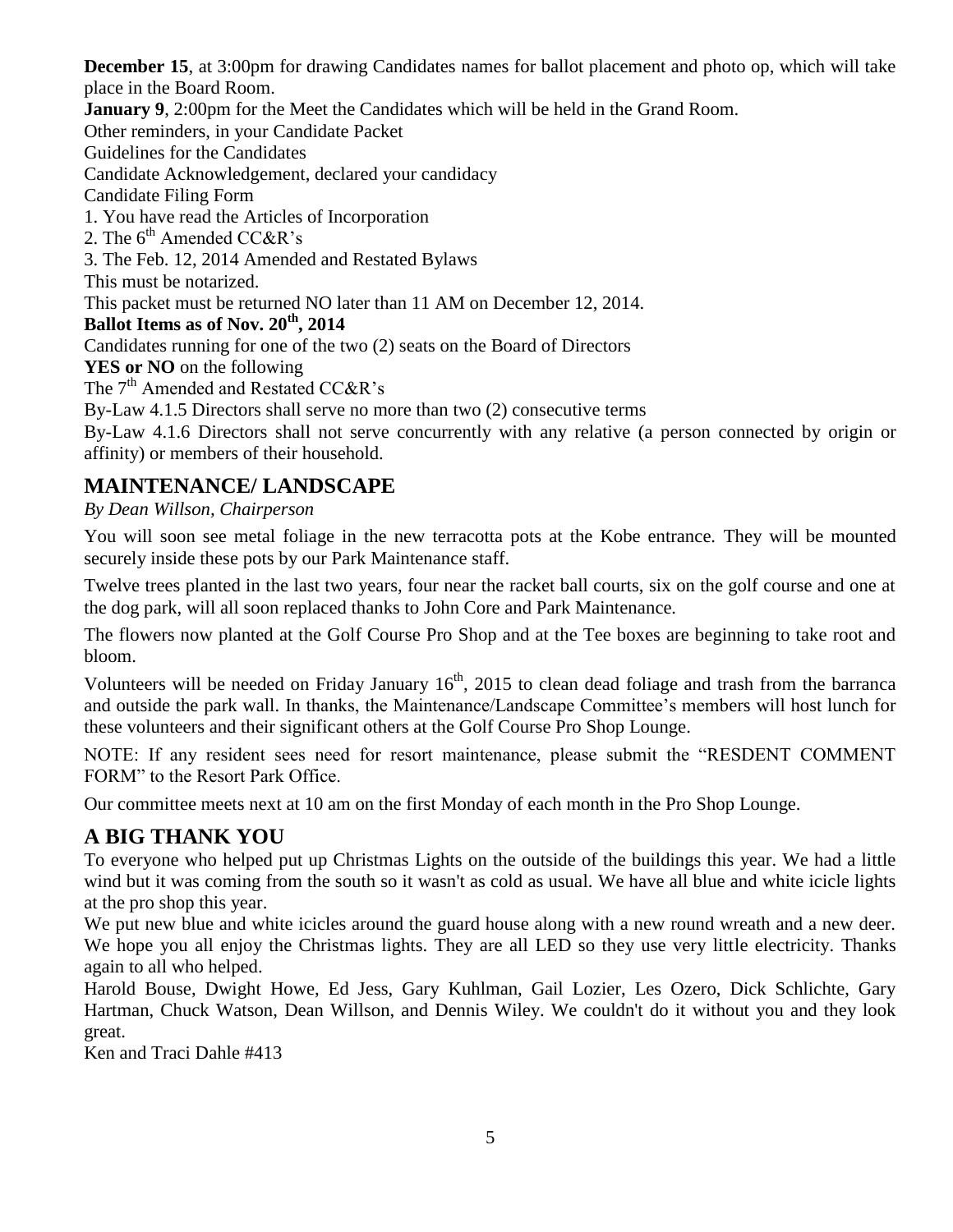**December 15**, at 3:00pm for drawing Candidates names for ballot placement and photo op, which will take place in the Board Room.

**January 9**, 2:00pm for the Meet the Candidates which will be held in the Grand Room.

Other reminders, in your Candidate Packet

Guidelines for the Candidates

Candidate Acknowledgement, declared your candidacy

Candidate Filing Form

1. You have read the Articles of Incorporation
2. The 6th Amended CC&R's
3. The Feb. 12, 2014 Amended and Restated Bylaws

This must be notarized.

This packet must be returned NO later than 11 AM on December 12, 2014.

**Ballot Items as of Nov. 20th, 2014**

Candidates running for one of the two (2) seats on the Board of Directors

**YES or NO** on the following

The 7th Amended and Restated CC&R's

By-Law 4.1.5 Directors shall serve no more than two (2) consecutive terms

By-Law 4.1.6 Directors shall not serve concurrently with any relative (a person connected by origin or affinity) or members of their household.

## MAINTENANCE/ LANDSCAPE

*By Dean Willson, Chairperson*

You will soon see metal foliage in the new terracotta pots at the Kobe entrance. They will be mounted securely inside these pots by our Park Maintenance staff.

Twelve trees planted in the last two years, four near the racket ball courts, six on the golf course and one at the dog park, will all soon replaced thanks to John Core and Park Maintenance.

The flowers now planted at the Golf Course Pro Shop and at the Tee boxes are beginning to take root and bloom.

Volunteers will be needed on Friday January 16th, 2015 to clean dead foliage and trash from the barranca and outside the park wall. In thanks, the Maintenance/Landscape Committee's members will host lunch for these volunteers and their significant others at the Golf Course Pro Shop Lounge.

NOTE: If any resident sees need for resort maintenance, please submit the "RESDENT COMMENT FORM" to the Resort Park Office.

Our committee meets next at 10 am on the first Monday of each month in the Pro Shop Lounge.

## A BIG THANK YOU

To everyone who helped put up Christmas Lights on the outside of the buildings this year. We had a little wind but it was coming from the south so it wasn't as cold as usual. We have all blue and white icicle lights at the pro shop this year.

We put new blue and white icicles around the guard house along with a new round wreath and a new deer. We hope you all enjoy the Christmas lights. They are all LED so they use very little electricity. Thanks again to all who helped.

Harold Bouse, Dwight Howe, Ed Jess, Gary Kuhlman, Gail Lozier, Les Ozero, Dick Schlichte, Gary Hartman, Chuck Watson, Dean Willson, and Dennis Wiley. We couldn't do it without you and they look great.

Ken and Traci Dahle #413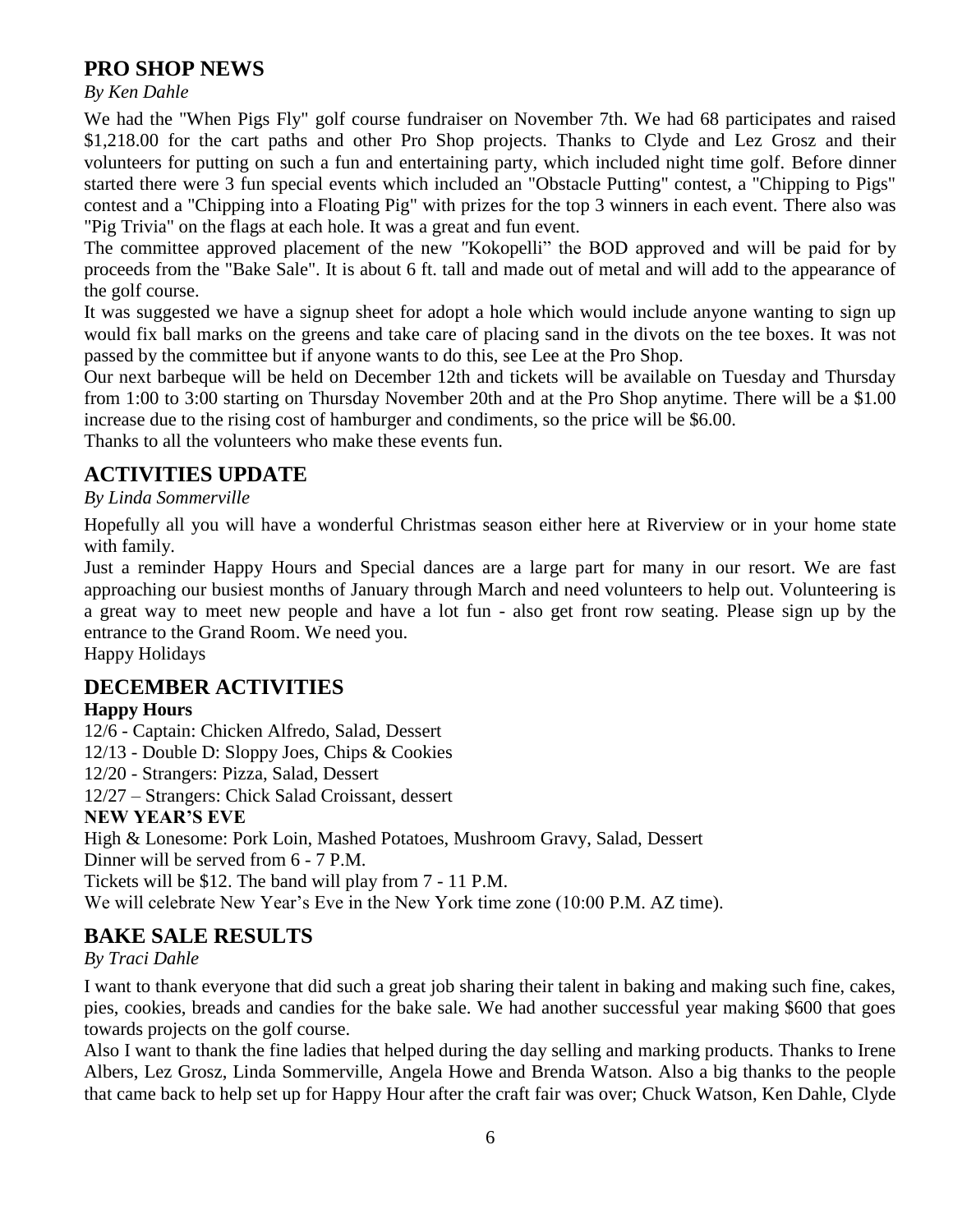## PRO SHOP NEWS

*By Ken Dahle*

We had the "When Pigs Fly" golf course fundraiser on November 7th. We had 68 participates and raised $1,218.00 for the cart paths and other Pro Shop projects. Thanks to Clyde and Lez Grosz and their volunteers for putting on such a fun and entertaining party, which included night time golf. Before dinner started there were 3 fun special events which included an "Obstacle Putting" contest, a "Chipping to Pigs" contest and a "Chipping into a Floating Pig" with prizes for the top 3 winners in each event. There also was "Pig Trivia" on the flags at each hole. It was a great and fun event.

The committee approved placement of the new "Kokopelli" the BOD approved and will be paid for by proceeds from the "Bake Sale". It is about 6 ft. tall and made out of metal and will add to the appearance of the golf course.

It was suggested we have a signup sheet for adopt a hole which would include anyone wanting to sign up would fix ball marks on the greens and take care of placing sand in the divots on the tee boxes. It was not passed by the committee but if anyone wants to do this, see Lee at the Pro Shop.

Our next barbeque will be held on December 12th and tickets will be available on Tuesday and Thursday from 1:00 to 3:00 starting on Thursday November 20th and at the Pro Shop anytime. There will be a $1.00 increase due to the rising cost of hamburger and condiments, so the price will be $6.00.

Thanks to all the volunteers who make these events fun.

## ACTIVITIES UPDATE

*By Linda Sommerville*

Hopefully all you will have a wonderful Christmas season either here at Riverview or in your home state with family.

Just a reminder Happy Hours and Special dances are a large part for many in our resort. We are fast approaching our busiest months of January through March and need volunteers to help out. Volunteering is a great way to meet new people and have a lot fun - also get front row seating. Please sign up by the entrance to the Grand Room. We need you.

Happy Holidays

## DECEMBER ACTIVITIES

**Happy Hours**

12/6 - Captain: Chicken Alfredo, Salad, Dessert
12/13 - Double D: Sloppy Joes, Chips & Cookies
12/20 - Strangers: Pizza, Salad, Dessert
12/27 – Strangers: Chick Salad Croissant, dessert

**NEW YEAR'S EVE**

High & Lonesome: Pork Loin, Mashed Potatoes, Mushroom Gravy, Salad, Dessert
Dinner will be served from 6 - 7 P.M.
Tickets will be $12. The band will play from 7 - 11 P.M.
We will celebrate New Year's Eve in the New York time zone (10:00 P.M. AZ time).

## BAKE SALE RESULTS

*By Traci Dahle*

I want to thank everyone that did such a great job sharing their talent in baking and making such fine, cakes, pies, cookies, breads and candies for the bake sale. We had another successful year making $600 that goes towards projects on the golf course.

Also I want to thank the fine ladies that helped during the day selling and marking products. Thanks to Irene Albers, Lez Grosz, Linda Sommerville, Angela Howe and Brenda Watson. Also a big thanks to the people that came back to help set up for Happy Hour after the craft fair was over; Chuck Watson, Ken Dahle, Clyde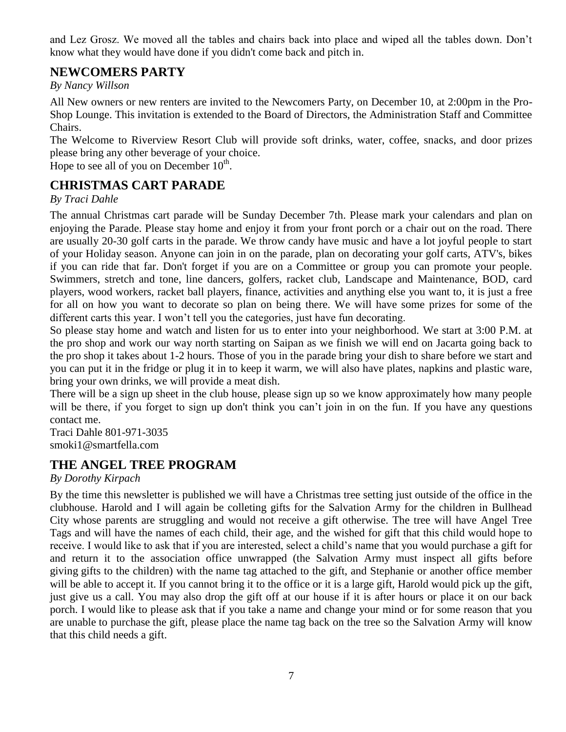and Lez Grosz. We moved all the tables and chairs back into place and wiped all the tables down. Don't know what they would have done if you didn't come back and pitch in.

## NEWCOMERS PARTY

*By Nancy Willson*

All New owners or new renters are invited to the Newcomers Party, on December 10, at 2:00pm in the Pro-Shop Lounge. This invitation is extended to the Board of Directors, the Administration Staff and Committee Chairs.

The Welcome to Riverview Resort Club will provide soft drinks, water, coffee, snacks, and door prizes please bring any other beverage of your choice.

Hope to see all of you on December 10th.

## CHRISTMAS CART PARADE

*By Traci Dahle*

The annual Christmas cart parade will be Sunday December 7th. Please mark your calendars and plan on enjoying the Parade. Please stay home and enjoy it from your front porch or a chair out on the road. There are usually 20-30 golf carts in the parade. We throw candy have music and have a lot joyful people to start of your Holiday season. Anyone can join in on the parade, plan on decorating your golf carts, ATV's, bikes if you can ride that far. Don't forget if you are on a Committee or group you can promote your people. Swimmers, stretch and tone, line dancers, golfers, racket club, Landscape and Maintenance, BOD, card players, wood workers, racket ball players, finance, activities and anything else you want to, it is just a free for all on how you want to decorate so plan on being there. We will have some prizes for some of the different carts this year. I won't tell you the categories, just have fun decorating.

So please stay home and watch and listen for us to enter into your neighborhood. We start at 3:00 P.M. at the pro shop and work our way north starting on Saipan as we finish we will end on Jacarta going back to the pro shop it takes about 1-2 hours. Those of you in the parade bring your dish to share before we start and you can put it in the fridge or plug it in to keep it warm, we will also have plates, napkins and plastic ware, bring your own drinks, we will provide a meat dish.

There will be a sign up sheet in the club house, please sign up so we know approximately how many people will be there, if you forget to sign up don't think you can't join in on the fun. If you have any questions contact me.

Traci Dahle 801-971-3035
smoki1@smartfella.com

## THE ANGEL TREE PROGRAM

*By Dorothy Kirpach*

By the time this newsletter is published we will have a Christmas tree setting just outside of the office in the clubhouse. Harold and I will again be colleting gifts for the Salvation Army for the children in Bullhead City whose parents are struggling and would not receive a gift otherwise. The tree will have Angel Tree Tags and will have the names of each child, their age, and the wished for gift that this child would hope to receive. I would like to ask that if you are interested, select a child's name that you would purchase a gift for and return it to the association office unwrapped (the Salvation Army must inspect all gifts before giving gifts to the children) with the name tag attached to the gift, and Stephanie or another office member will be able to accept it. If you cannot bring it to the office or it is a large gift, Harold would pick up the gift, just give us a call. You may also drop the gift off at our house if it is after hours or place it on our back porch. I would like to please ask that if you take a name and change your mind or for some reason that you are unable to purchase the gift, please place the name tag back on the tree so the Salvation Army will know that this child needs a gift.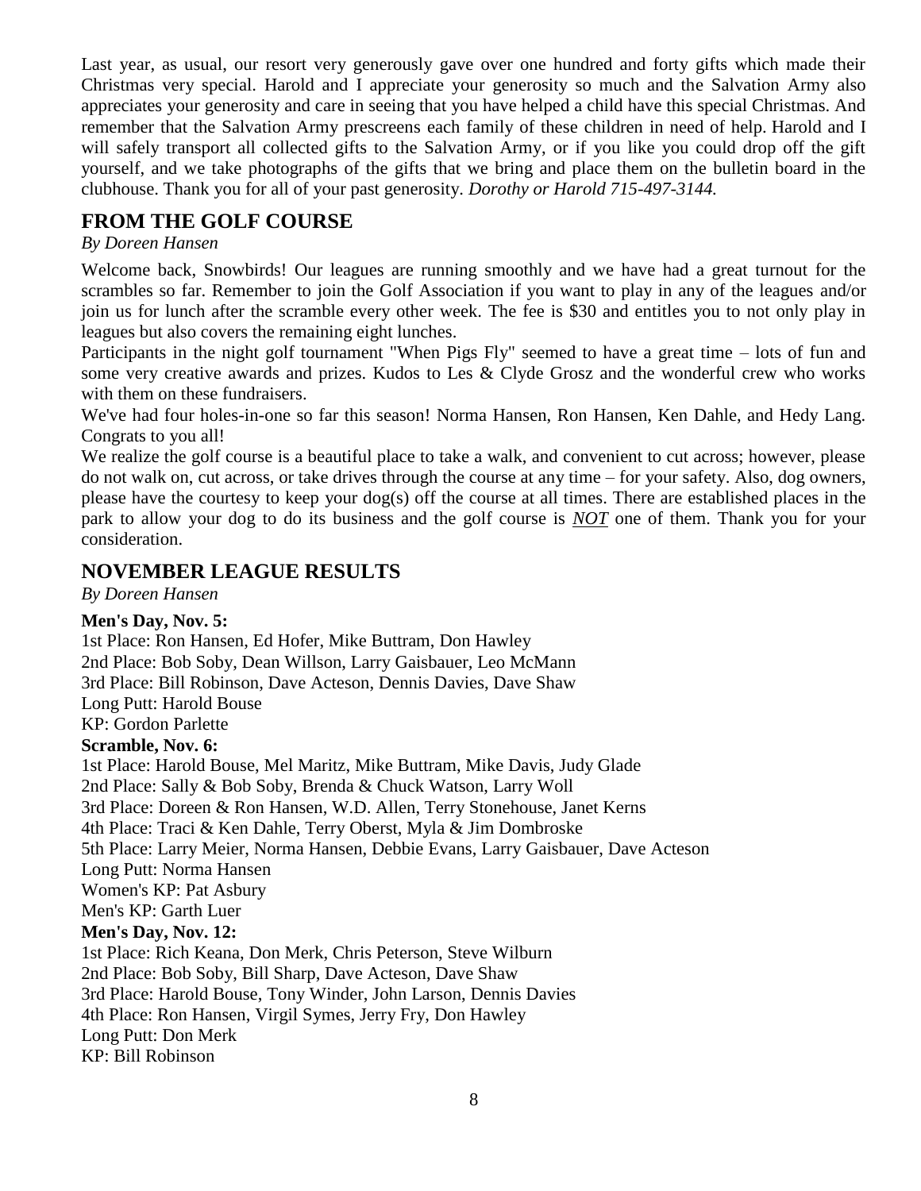Last year, as usual, our resort very generously gave over one hundred and forty gifts which made their Christmas very special. Harold and I appreciate your generosity so much and the Salvation Army also appreciates your generosity and care in seeing that you have helped a child have this special Christmas. And remember that the Salvation Army prescreens each family of these children in need of help. Harold and I will safely transport all collected gifts to the Salvation Army, or if you like you could drop off the gift yourself, and we take photographs of the gifts that we bring and place them on the bulletin board in the clubhouse. Thank you for all of your past generosity. *Dorothy or Harold 715-497-3144.*

## FROM THE GOLF COURSE

*By Doreen Hansen*

Welcome back, Snowbirds! Our leagues are running smoothly and we have had a great turnout for the scrambles so far. Remember to join the Golf Association if you want to play in any of the leagues and/or join us for lunch after the scramble every other week. The fee is $30 and entitles you to not only play in leagues but also covers the remaining eight lunches.

Participants in the night golf tournament "When Pigs Fly" seemed to have a great time – lots of fun and some very creative awards and prizes. Kudos to Les & Clyde Grosz and the wonderful crew who works with them on these fundraisers.

We've had four holes-in-one so far this season! Norma Hansen, Ron Hansen, Ken Dahle, and Hedy Lang. Congrats to you all!

We realize the golf course is a beautiful place to take a walk, and convenient to cut across; however, please do not walk on, cut across, or take drives through the course at any time – for your safety. Also, dog owners, please have the courtesy to keep your dog(s) off the course at all times. There are established places in the park to allow your dog to do its business and the golf course is ***NOT*** one of them. Thank you for your consideration.

## NOVEMBER LEAGUE RESULTS

*By Doreen Hansen*

**Men's Day, Nov. 5:**

1st Place: Ron Hansen, Ed Hofer, Mike Buttram, Don Hawley
2nd Place: Bob Soby, Dean Willson, Larry Gaisbauer, Leo McMann
3rd Place: Bill Robinson, Dave Acteson, Dennis Davies, Dave Shaw
Long Putt: Harold Bouse
KP: Gordon Parlette

**Scramble, Nov. 6:**

1st Place: Harold Bouse, Mel Maritz, Mike Buttram, Mike Davis, Judy Glade
2nd Place: Sally & Bob Soby, Brenda & Chuck Watson, Larry Woll
3rd Place: Doreen & Ron Hansen, W.D. Allen, Terry Stonehouse, Janet Kerns
4th Place: Traci & Ken Dahle, Terry Oberst, Myla & Jim Dombroske
5th Place: Larry Meier, Norma Hansen, Debbie Evans, Larry Gaisbauer, Dave Acteson
Long Putt: Norma Hansen
Women's KP: Pat Asbury
Men's KP: Garth Luer

**Men's Day, Nov. 12:**

1st Place: Rich Keana, Don Merk, Chris Peterson, Steve Wilburn
2nd Place: Bob Soby, Bill Sharp, Dave Acteson, Dave Shaw
3rd Place: Harold Bouse, Tony Winder, John Larson, Dennis Davies
4th Place: Ron Hansen, Virgil Symes, Jerry Fry, Don Hawley
Long Putt: Don Merk
KP: Bill Robinson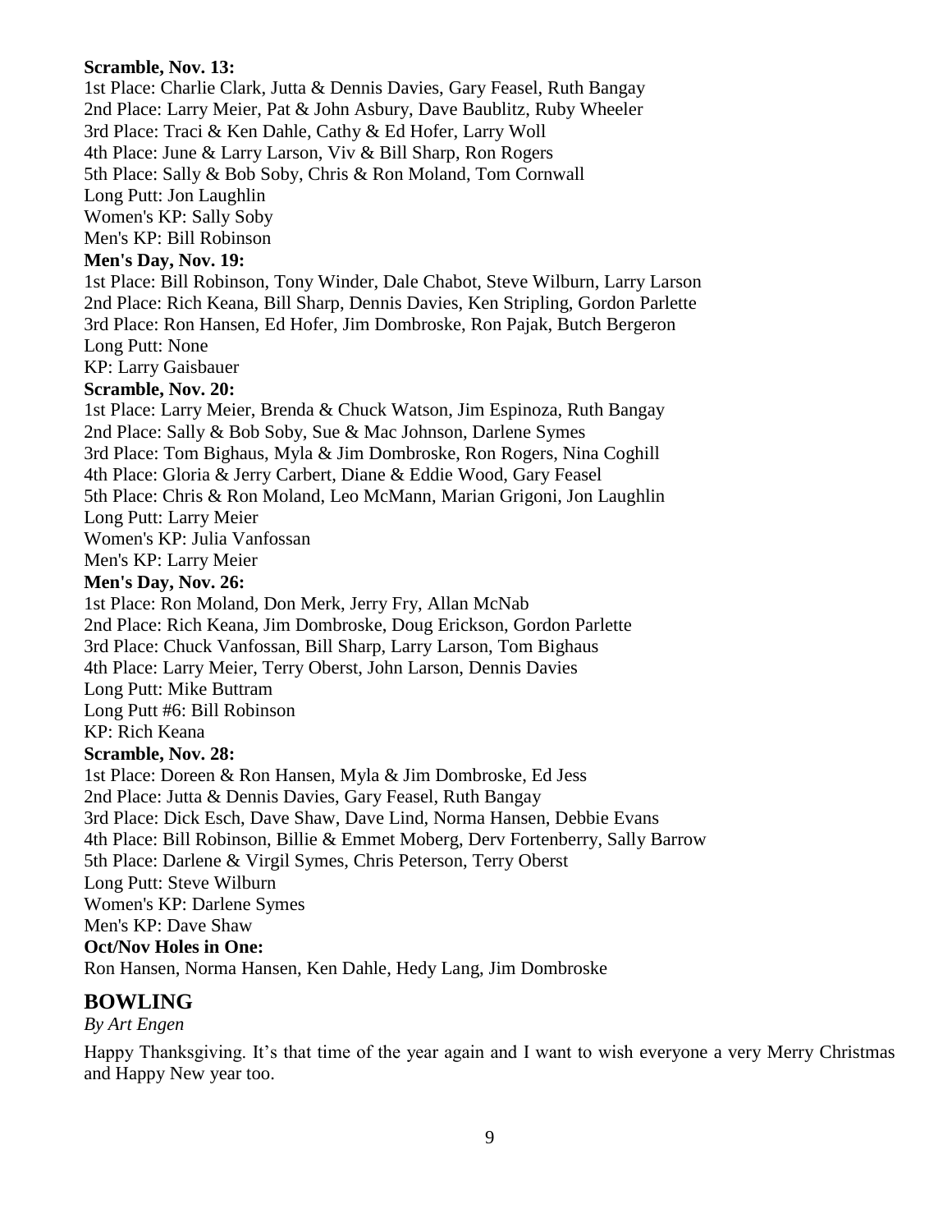**Scramble, Nov. 13:**

1st Place: Charlie Clark, Jutta & Dennis Davies, Gary Feasel, Ruth Bangay
2nd Place: Larry Meier, Pat & John Asbury, Dave Baublitz, Ruby Wheeler
3rd Place: Traci & Ken Dahle, Cathy & Ed Hofer, Larry Woll
4th Place: June & Larry Larson, Viv & Bill Sharp, Ron Rogers
5th Place: Sally & Bob Soby, Chris & Ron Moland, Tom Cornwall
Long Putt: Jon Laughlin
Women's KP: Sally Soby
Men's KP: Bill Robinson

**Men's Day, Nov. 19:**

1st Place: Bill Robinson, Tony Winder, Dale Chabot, Steve Wilburn, Larry Larson
2nd Place: Rich Keana, Bill Sharp, Dennis Davies, Ken Stripling, Gordon Parlette
3rd Place: Ron Hansen, Ed Hofer, Jim Dombroske, Ron Pajak, Butch Bergeron
Long Putt: None
KP: Larry Gaisbauer

**Scramble, Nov. 20:**

1st Place: Larry Meier, Brenda & Chuck Watson, Jim Espinoza, Ruth Bangay
2nd Place: Sally & Bob Soby, Sue & Mac Johnson, Darlene Symes
3rd Place: Tom Bighaus, Myla & Jim Dombroske, Ron Rogers, Nina Coghill
4th Place: Gloria & Jerry Carbert, Diane & Eddie Wood, Gary Feasel
5th Place: Chris & Ron Moland, Leo McMann, Marian Grigoni, Jon Laughlin
Long Putt: Larry Meier
Women's KP: Julia Vanfossan
Men's KP: Larry Meier

**Men's Day, Nov. 26:**

1st Place: Ron Moland, Don Merk, Jerry Fry, Allan McNab
2nd Place: Rich Keana, Jim Dombroske, Doug Erickson, Gordon Parlette
3rd Place: Chuck Vanfossan, Bill Sharp, Larry Larson, Tom Bighaus
4th Place: Larry Meier, Terry Oberst, John Larson, Dennis Davies
Long Putt: Mike Buttram
Long Putt #6: Bill Robinson
KP: Rich Keana

**Scramble, Nov. 28:**

1st Place: Doreen & Ron Hansen, Myla & Jim Dombroske, Ed Jess
2nd Place: Jutta & Dennis Davies, Gary Feasel, Ruth Bangay
3rd Place: Dick Esch, Dave Shaw, Dave Lind, Norma Hansen, Debbie Evans
4th Place: Bill Robinson, Billie & Emmet Moberg, Derv Fortenberry, Sally Barrow
5th Place: Darlene & Virgil Symes, Chris Peterson, Terry Oberst
Long Putt: Steve Wilburn
Women's KP: Darlene Symes
Men's KP: Dave Shaw

**Oct/Nov Holes in One:**

Ron Hansen, Norma Hansen, Ken Dahle, Hedy Lang, Jim Dombroske

## BOWLING

*By Art Engen*

Happy Thanksgiving. It's that time of the year again and I want to wish everyone a very Merry Christmas and Happy New year too.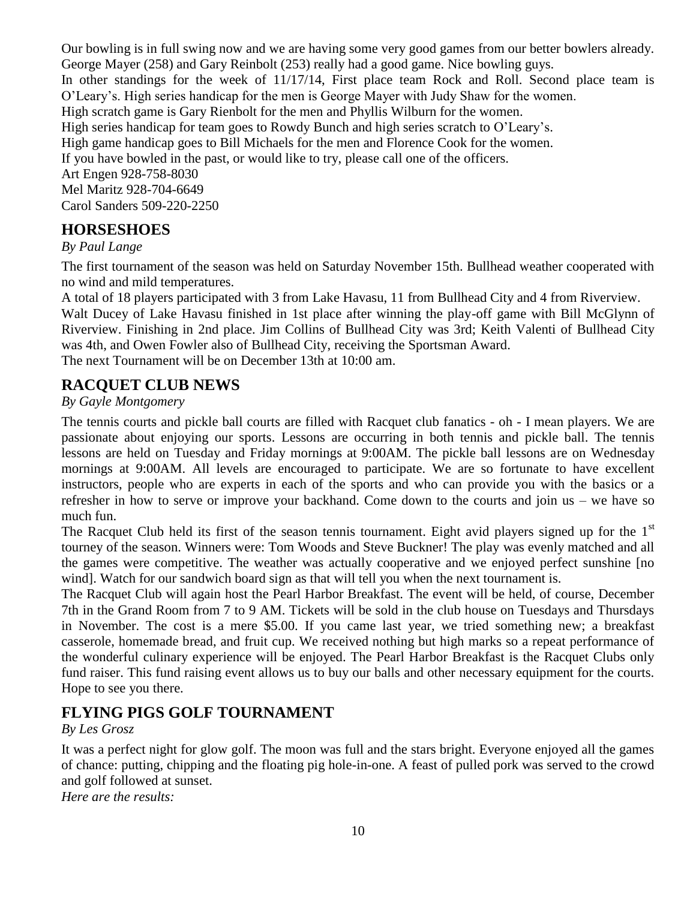Our bowling is in full swing now and we are having some very good games from our better bowlers already. George Mayer (258) and Gary Reinbolt (253) really had a good game. Nice bowling guys.

In other standings for the week of 11/17/14, First place team Rock and Roll. Second place team is O'Leary's. High series handicap for the men is George Mayer with Judy Shaw for the women.

High scratch game is Gary Rienbolt for the men and Phyllis Wilburn for the women.

High series handicap for team goes to Rowdy Bunch and high series scratch to O'Leary's.

High game handicap goes to Bill Michaels for the men and Florence Cook for the women.

If you have bowled in the past, or would like to try, please call one of the officers.

Art Engen 928-758-8030

Mel Maritz 928-704-6649

Carol Sanders 509-220-2250

## HORSESHOES

*By Paul Lange*

The first tournament of the season was held on Saturday November 15th. Bullhead weather cooperated with no wind and mild temperatures.

A total of 18 players participated with 3 from Lake Havasu, 11 from Bullhead City and 4 from Riverview.

Walt Ducey of Lake Havasu finished in 1st place after winning the play-off game with Bill McGlynn of Riverview. Finishing in 2nd place. Jim Collins of Bullhead City was 3rd; Keith Valenti of Bullhead City was 4th, and Owen Fowler also of Bullhead City, receiving the Sportsman Award.

The next Tournament will be on December 13th at 10:00 am.

## RACQUET CLUB NEWS

*By Gayle Montgomery*

The tennis courts and pickle ball courts are filled with Racquet club fanatics - oh - I mean players. We are passionate about enjoying our sports. Lessons are occurring in both tennis and pickle ball. The tennis lessons are held on Tuesday and Friday mornings at 9:00AM. The pickle ball lessons are on Wednesday mornings at 9:00AM. All levels are encouraged to participate. We are so fortunate to have excellent instructors, people who are experts in each of the sports and who can provide you with the basics or a refresher in how to serve or improve your backhand. Come down to the courts and join us – we have so much fun.

The Racquet Club held its first of the season tennis tournament. Eight avid players signed up for the 1st tourney of the season. Winners were: Tom Woods and Steve Buckner! The play was evenly matched and all the games were competitive. The weather was actually cooperative and we enjoyed perfect sunshine [no wind]. Watch for our sandwich board sign as that will tell you when the next tournament is.

The Racquet Club will again host the Pearl Harbor Breakfast. The event will be held, of course, December 7th in the Grand Room from 7 to 9 AM. Tickets will be sold in the club house on Tuesdays and Thursdays in November. The cost is a mere $5.00. If you came last year, we tried something new; a breakfast casserole, homemade bread, and fruit cup. We received nothing but high marks so a repeat performance of the wonderful culinary experience will be enjoyed. The Pearl Harbor Breakfast is the Racquet Clubs only fund raiser. This fund raising event allows us to buy our balls and other necessary equipment for the courts. Hope to see you there.

## FLYING PIGS GOLF TOURNAMENT

*By Les Grosz*

It was a perfect night for glow golf. The moon was full and the stars bright. Everyone enjoyed all the games of chance: putting, chipping and the floating pig hole-in-one. A feast of pulled pork was served to the crowd and golf followed at sunset.

*Here are the results:*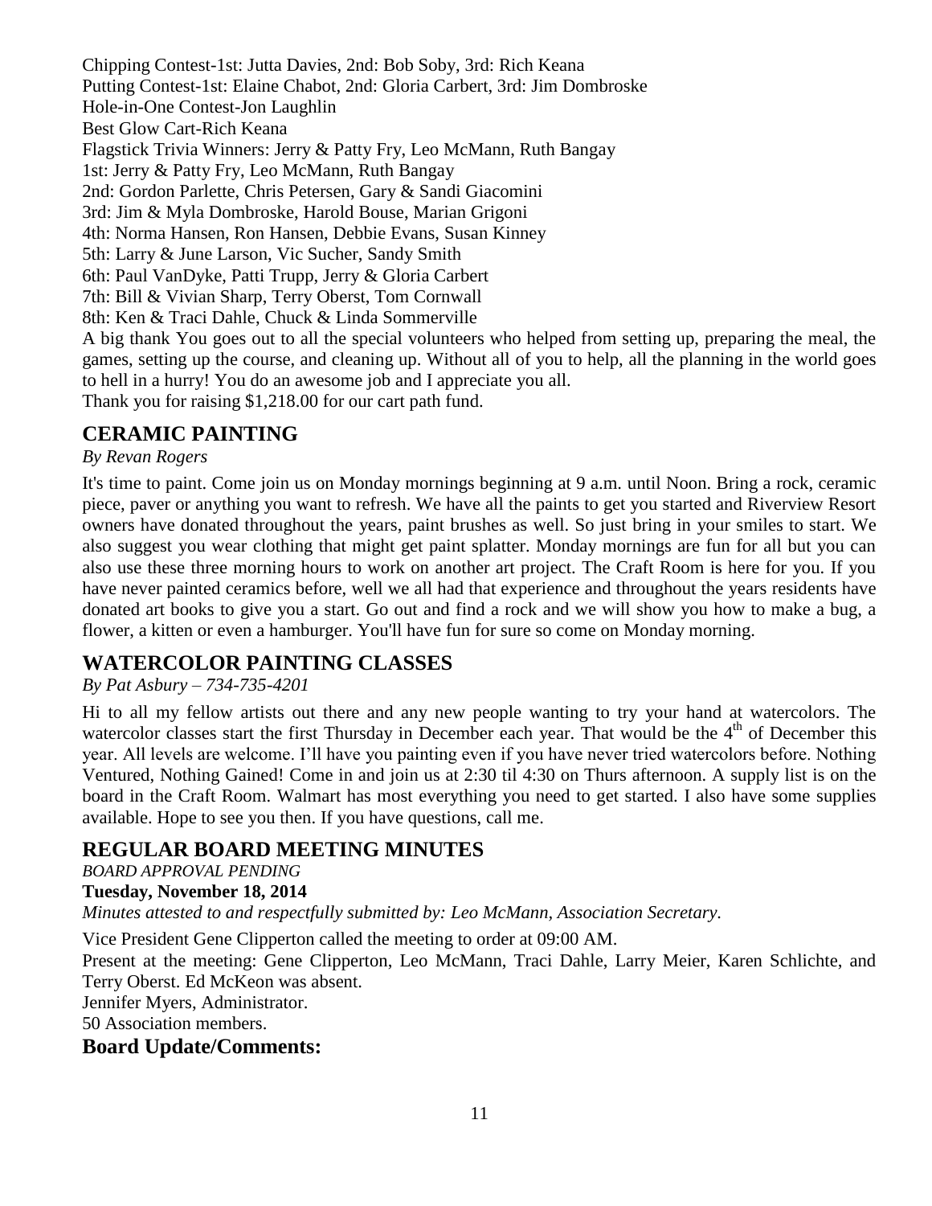Chipping Contest-1st: Jutta Davies, 2nd: Bob Soby, 3rd: Rich Keana
Putting Contest-1st: Elaine Chabot, 2nd: Gloria Carbert, 3rd: Jim Dombroske
Hole-in-One Contest-Jon Laughlin
Best Glow Cart-Rich Keana
Flagstick Trivia Winners: Jerry & Patty Fry, Leo McMann, Ruth Bangay
1st: Jerry & Patty Fry, Leo McMann, Ruth Bangay
2nd: Gordon Parlette, Chris Petersen, Gary & Sandi Giacomini
3rd: Jim & Myla Dombroske, Harold Bouse, Marian Grigoni
4th: Norma Hansen, Ron Hansen, Debbie Evans, Susan Kinney
5th: Larry & June Larson, Vic Sucher, Sandy Smith
6th: Paul VanDyke, Patti Trupp, Jerry & Gloria Carbert
7th: Bill & Vivian Sharp, Terry Oberst, Tom Cornwall
8th: Ken & Traci Dahle, Chuck & Linda Sommerville
A big thank You goes out to all the special volunteers who helped from setting up, preparing the meal, the games, setting up the course, and cleaning up. Without all of you to help, all the planning in the world goes to hell in a hurry! You do an awesome job and I appreciate you all.
Thank you for raising $1,218.00 for our cart path fund.

## CERAMIC PAINTING

*By Revan Rogers*

It's time to paint. Come join us on Monday mornings beginning at 9 a.m. until Noon. Bring a rock, ceramic piece, paver or anything you want to refresh. We have all the paints to get you started and Riverview Resort owners have donated throughout the years, paint brushes as well. So just bring in your smiles to start. We also suggest you wear clothing that might get paint splatter. Monday mornings are fun for all but you can also use these three morning hours to work on another art project. The Craft Room is here for you. If you have never painted ceramics before, well we all had that experience and throughout the years residents have donated art books to give you a start. Go out and find a rock and we will show you how to make a bug, a flower, a kitten or even a hamburger. You'll have fun for sure so come on Monday morning.

## WATERCOLOR PAINTING CLASSES

*By Pat Asbury – 734-735-4201*

Hi to all my fellow artists out there and any new people wanting to try your hand at watercolors. The watercolor classes start the first Thursday in December each year. That would be the 4th of December this year. All levels are welcome. I'll have you painting even if you have never tried watercolors before. Nothing Ventured, Nothing Gained! Come in and join us at 2:30 til 4:30 on Thurs afternoon. A supply list is on the board in the Craft Room. Walmart has most everything you need to get started. I also have some supplies available. Hope to see you then. If you have questions, call me.

## REGULAR BOARD MEETING MINUTES

*BOARD APPROVAL PENDING*

**Tuesday, November 18, 2014**

*Minutes attested to and respectfully submitted by: Leo McMann, Association Secretary.*

Vice President Gene Clipperton called the meeting to order at 09:00 AM.
Present at the meeting: Gene Clipperton, Leo McMann, Traci Dahle, Larry Meier, Karen Schlichte, and Terry Oberst. Ed McKeon was absent.
Jennifer Myers, Administrator.
50 Association members.

### Board Update/Comments: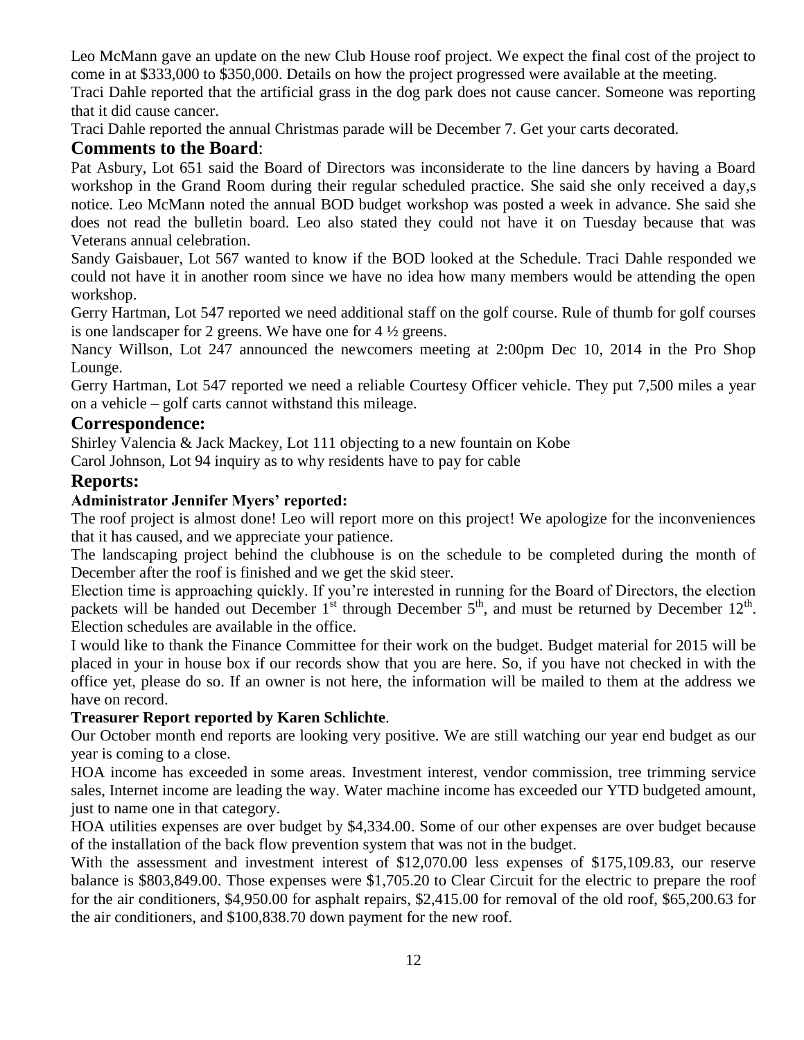Leo McMann gave an update on the new Club House roof project. We expect the final cost of the project to come in at $333,000 to $350,000. Details on how the project progressed were available at the meeting.

Traci Dahle reported that the artificial grass in the dog park does not cause cancer. Someone was reporting that it did cause cancer.

Traci Dahle reported the annual Christmas parade will be December 7. Get your carts decorated.

## Comments to the Board:

Pat Asbury, Lot 651 said the Board of Directors was inconsiderate to the line dancers by having a Board workshop in the Grand Room during their regular scheduled practice. She said she only received a day,s notice. Leo McMann noted the annual BOD budget workshop was posted a week in advance. She said she does not read the bulletin board. Leo also stated they could not have it on Tuesday because that was Veterans annual celebration.

Sandy Gaisbauer, Lot 567 wanted to know if the BOD looked at the Schedule. Traci Dahle responded we could not have it in another room since we have no idea how many members would be attending the open workshop.

Gerry Hartman, Lot 547 reported we need additional staff on the golf course. Rule of thumb for golf courses is one landscaper for 2 greens. We have one for 4 ½ greens.

Nancy Willson, Lot 247 announced the newcomers meeting at 2:00pm Dec 10, 2014 in the Pro Shop Lounge.

Gerry Hartman, Lot 547 reported we need a reliable Courtesy Officer vehicle. They put 7,500 miles a year on a vehicle – golf carts cannot withstand this mileage.

## Correspondence:

Shirley Valencia & Jack Mackey, Lot 111 objecting to a new fountain on Kobe

Carol Johnson, Lot 94 inquiry as to why residents have to pay for cable

## Reports:

**Administrator Jennifer Myers' reported:**

The roof project is almost done! Leo will report more on this project! We apologize for the inconveniences that it has caused, and we appreciate your patience.

The landscaping project behind the clubhouse is on the schedule to be completed during the month of December after the roof is finished and we get the skid steer.

Election time is approaching quickly. If you're interested in running for the Board of Directors, the election packets will be handed out December 1st through December 5th, and must be returned by December 12th. Election schedules are available in the office.

I would like to thank the Finance Committee for their work on the budget. Budget material for 2015 will be placed in your in house box if our records show that you are here. So, if you have not checked in with the office yet, please do so. If an owner is not here, the information will be mailed to them at the address we have on record.

**Treasurer Report reported by Karen Schlichte**.

Our October month end reports are looking very positive. We are still watching our year end budget as our year is coming to a close.

HOA income has exceeded in some areas. Investment interest, vendor commission, tree trimming service sales, Internet income are leading the way. Water machine income has exceeded our YTD budgeted amount, just to name one in that category.

HOA utilities expenses are over budget by $4,334.00. Some of our other expenses are over budget because of the installation of the back flow prevention system that was not in the budget.

With the assessment and investment interest of $12,070.00 less expenses of $175,109.83, our reserve balance is $803,849.00. Those expenses were $1,705.20 to Clear Circuit for the electric to prepare the roof for the air conditioners, $4,950.00 for asphalt repairs, $2,415.00 for removal of the old roof, $65,200.63 for the air conditioners, and $100,838.70 down payment for the new roof.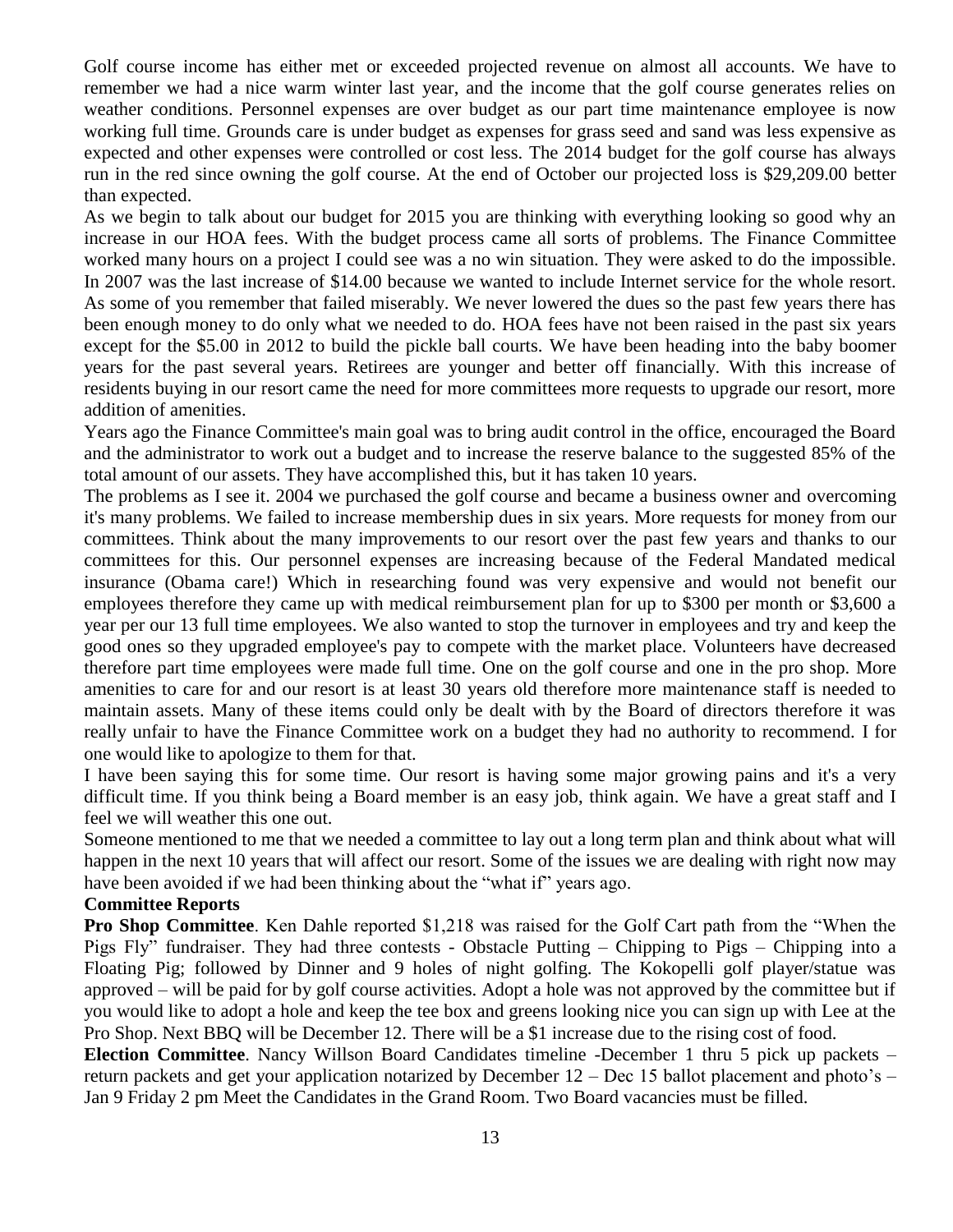Golf course income has either met or exceeded projected revenue on almost all accounts. We have to remember we had a nice warm winter last year, and the income that the golf course generates relies on weather conditions. Personnel expenses are over budget as our part time maintenance employee is now working full time. Grounds care is under budget as expenses for grass seed and sand was less expensive as expected and other expenses were controlled or cost less. The 2014 budget for the golf course has always run in the red since owning the golf course. At the end of October our projected loss is $29,209.00 better than expected.

As we begin to talk about our budget for 2015 you are thinking with everything looking so good why an increase in our HOA fees. With the budget process came all sorts of problems. The Finance Committee worked many hours on a project I could see was a no win situation. They were asked to do the impossible. In 2007 was the last increase of $14.00 because we wanted to include Internet service for the whole resort. As some of you remember that failed miserably. We never lowered the dues so the past few years there has been enough money to do only what we needed to do. HOA fees have not been raised in the past six years except for the $5.00 in 2012 to build the pickle ball courts. We have been heading into the baby boomer years for the past several years. Retirees are younger and better off financially. With this increase of residents buying in our resort came the need for more committees more requests to upgrade our resort, more addition of amenities.

Years ago the Finance Committee's main goal was to bring audit control in the office, encouraged the Board and the administrator to work out a budget and to increase the reserve balance to the suggested 85% of the total amount of our assets. They have accomplished this, but it has taken 10 years.

The problems as I see it. 2004 we purchased the golf course and became a business owner and overcoming it's many problems. We failed to increase membership dues in six years. More requests for money from our committees. Think about the many improvements to our resort over the past few years and thanks to our committees for this. Our personnel expenses are increasing because of the Federal Mandated medical insurance (Obama care!) Which in researching found was very expensive and would not benefit our employees therefore they came up with medical reimbursement plan for up to $300 per month or $3,600 a year per our 13 full time employees. We also wanted to stop the turnover in employees and try and keep the good ones so they upgraded employee's pay to compete with the market place. Volunteers have decreased therefore part time employees were made full time. One on the golf course and one in the pro shop. More amenities to care for and our resort is at least 30 years old therefore more maintenance staff is needed to maintain assets. Many of these items could only be dealt with by the Board of directors therefore it was really unfair to have the Finance Committee work on a budget they had no authority to recommend. I for one would like to apologize to them for that.

I have been saying this for some time. Our resort is having some major growing pains and it's a very difficult time. If you think being a Board member is an easy job, think again. We have a great staff and I feel we will weather this one out.

Someone mentioned to me that we needed a committee to lay out a long term plan and think about what will happen in the next 10 years that will affect our resort. Some of the issues we are dealing with right now may have been avoided if we had been thinking about the "what if" years ago.

**Committee Reports**

**Pro Shop Committee**. Ken Dahle reported $1,218 was raised for the Golf Cart path from the "When the Pigs Fly" fundraiser. They had three contests - Obstacle Putting – Chipping to Pigs – Chipping into a Floating Pig; followed by Dinner and 9 holes of night golfing. The Kokopelli golf player/statue was approved – will be paid for by golf course activities. Adopt a hole was not approved by the committee but if you would like to adopt a hole and keep the tee box and greens looking nice you can sign up with Lee at the Pro Shop. Next BBQ will be December 12. There will be a $1 increase due to the rising cost of food.

**Election Committee**. Nancy Willson Board Candidates timeline -December 1 thru 5 pick up packets – return packets and get your application notarized by December 12 – Dec 15 ballot placement and photo's – Jan 9 Friday 2 pm Meet the Candidates in the Grand Room. Two Board vacancies must be filled.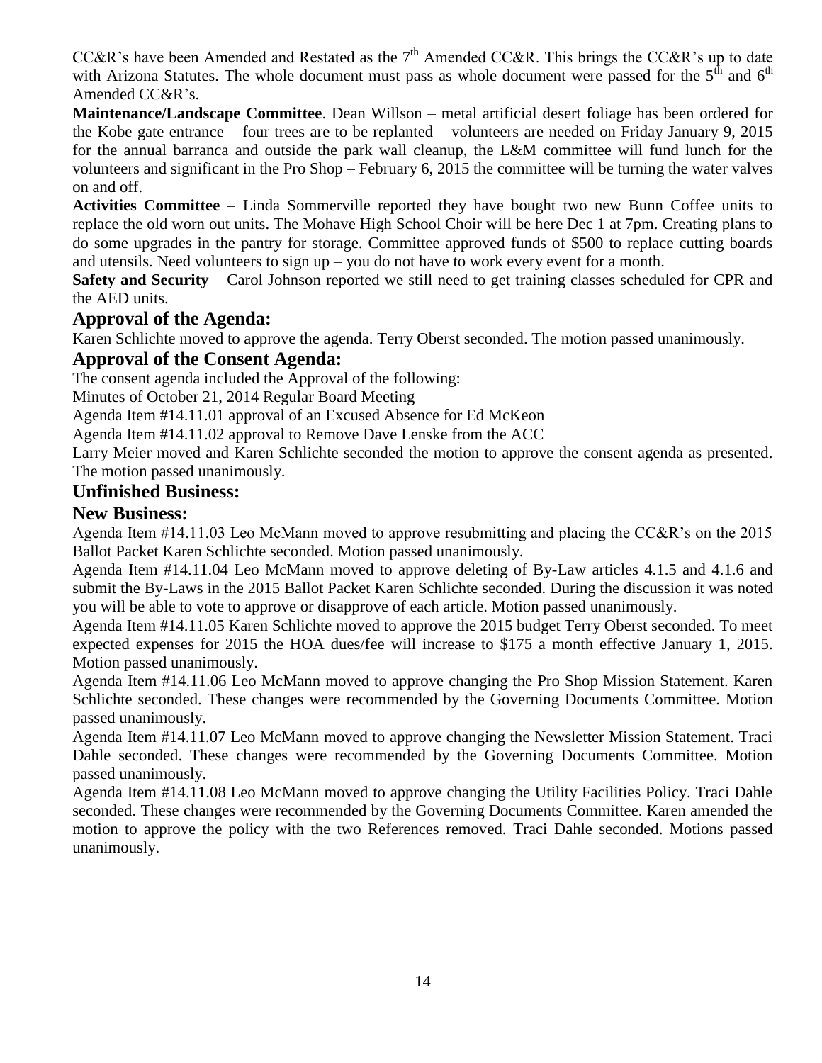CC&R's have been Amended and Restated as the 7th Amended CC&R. This brings the CC&R's up to date with Arizona Statutes. The whole document must pass as whole document were passed for the 5th and 6th Amended CC&R's.

**Maintenance/Landscape Committee**. Dean Willson – metal artificial desert foliage has been ordered for the Kobe gate entrance – four trees are to be replanted – volunteers are needed on Friday January 9, 2015 for the annual barranca and outside the park wall cleanup, the L&M committee will fund lunch for the volunteers and significant in the Pro Shop – February 6, 2015 the committee will be turning the water valves on and off.

**Activities Committee** – Linda Sommerville reported they have bought two new Bunn Coffee units to replace the old worn out units. The Mohave High School Choir will be here Dec 1 at 7pm. Creating plans to do some upgrades in the pantry for storage. Committee approved funds of $500 to replace cutting boards and utensils. Need volunteers to sign up – you do not have to work every event for a month.

**Safety and Security** – Carol Johnson reported we still need to get training classes scheduled for CPR and the AED units.

## Approval of the Agenda:

Karen Schlichte moved to approve the agenda. Terry Oberst seconded. The motion passed unanimously.

## Approval of the Consent Agenda:

The consent agenda included the Approval of the following:

Minutes of October 21, 2014 Regular Board Meeting

Agenda Item #14.11.01 approval of an Excused Absence for Ed McKeon

Agenda Item #14.11.02 approval to Remove Dave Lenske from the ACC

Larry Meier moved and Karen Schlichte seconded the motion to approve the consent agenda as presented. The motion passed unanimously.

## Unfinished Business:

## New Business:

Agenda Item #14.11.03 Leo McMann moved to approve resubmitting and placing the CC&R's on the 2015 Ballot Packet Karen Schlichte seconded. Motion passed unanimously.

Agenda Item #14.11.04 Leo McMann moved to approve deleting of By-Law articles 4.1.5 and 4.1.6 and submit the By-Laws in the 2015 Ballot Packet Karen Schlichte seconded. During the discussion it was noted you will be able to vote to approve or disapprove of each article. Motion passed unanimously.

Agenda Item #14.11.05 Karen Schlichte moved to approve the 2015 budget Terry Oberst seconded. To meet expected expenses for 2015 the HOA dues/fee will increase to $175 a month effective January 1, 2015. Motion passed unanimously.

Agenda Item #14.11.06 Leo McMann moved to approve changing the Pro Shop Mission Statement. Karen Schlichte seconded. These changes were recommended by the Governing Documents Committee. Motion passed unanimously.

Agenda Item #14.11.07 Leo McMann moved to approve changing the Newsletter Mission Statement. Traci Dahle seconded. These changes were recommended by the Governing Documents Committee. Motion passed unanimously.

Agenda Item #14.11.08 Leo McMann moved to approve changing the Utility Facilities Policy. Traci Dahle seconded. These changes were recommended by the Governing Documents Committee. Karen amended the motion to approve the policy with the two References removed. Traci Dahle seconded. Motions passed unanimously.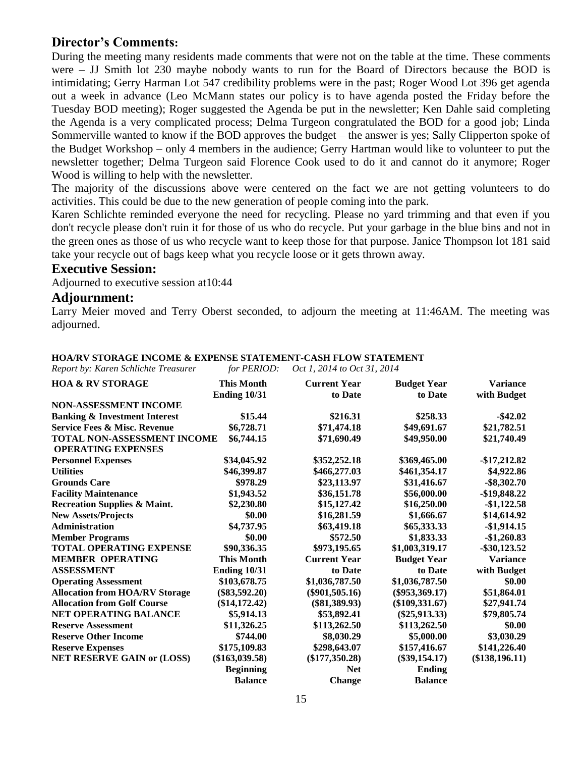## Director's Comments:

During the meeting many residents made comments that were not on the table at the time. These comments were – JJ Smith lot 230 maybe nobody wants to run for the Board of Directors because the BOD is intimidating; Gerry Harman Lot 547 credibility problems were in the past; Roger Wood Lot 396 get agenda out a week in advance (Leo McMann states our policy is to have agenda posted the Friday before the Tuesday BOD meeting); Roger suggested the Agenda be put in the newsletter; Ken Dahle said completing the Agenda is a very complicated process; Delma Turgeon congratulated the BOD for a good job; Linda Sommerville wanted to know if the BOD approves the budget – the answer is yes; Sally Clipperton spoke of the Budget Workshop – only 4 members in the audience; Gerry Hartman would like to volunteer to put the newsletter together; Delma Turgeon said Florence Cook used to do it and cannot do it anymore; Roger Wood is willing to help with the newsletter.

The majority of the discussions above were centered on the fact we are not getting volunteers to do activities. This could be due to the new generation of people coming into the park.

Karen Schlichte reminded everyone the need for recycling. Please no yard trimming and that even if you don't recycle please don't ruin it for those of us who do recycle. Put your garbage in the blue bins and not in the green ones as those of us who recycle want to keep those for that purpose. Janice Thompson lot 181 said take your recycle out of bags keep what you recycle loose or it gets thrown away.

## Executive Session:

Adjourned to executive session at10:44

## Adjournment:

Larry Meier moved and Terry Oberst seconded, to adjourn the meeting at 11:46AM. The meeting was adjourned.

**HOA/RV STORAGE INCOME & EXPENSE STATEMENT-CASH FLOW STATEMENT**

*Report by: Karen Schlichte Treasurer* *for PERIOD:* *Oct 1, 2014 to Oct 31, 2014*

| HOA & RV STORAGE | This Month Ending 10/31 | Current Year to Date | Budget Year to Date | Variance with Budget |
|---|---|---|---|---|
| **NON-ASSESSMENT INCOME** | | | | |
| Banking & Investment Interest | $15.44 | $216.31 | $258.33 | -$42.02 |
| Service Fees & Misc. Revenue | $6,728.71 | $71,474.18 | $49,691.67 | $21,782.51 |
| TOTAL NON-ASSESSMENT INCOME | $6,744.15 | $71,690.49 | $49,950.00 | $21,740.49 |
| **OPERATING EXPENSES** | | | | |
| Personnel Expenses | $34,045.92 | $352,252.18 | $369,465.00 | -$17,212.82 |
| Utilities | $46,399.87 | $466,277.03 | $461,354.17 | $4,922.86 |
| Grounds Care | $978.29 | $23,113.97 | $31,416.67 | -$8,302.70 |
| Facility Maintenance | $1,943.52 | $36,151.78 | $56,000.00 | -$19,848.22 |
| Recreation Supplies & Maint. | $2,230.80 | $15,127.42 | $16,250.00 | -$1,122.58 |
| New Assets/Projects | $0.00 | $16,281.59 | $1,666.67 | $14,614.92 |
| Administration | $4,737.95 | $63,419.18 | $65,333.33 | -$1,914.15 |
| Member Programs | $0.00 | $572.50 | $1,833.33 | -$1,260.83 |
| TOTAL OPERATING EXPENSE | $90,336.35 | $973,195.65 | $1,003,319.17 | -$30,123.52 |
| **MEMBER OPERATING ASSESSMENT** | **This Month Ending 10/31** | **Current Year to Date** | **Budget Year to Date** | **Variance with Budget** |
| Operating Assessment | $103,678.75 | $1,036,787.50 | $1,036,787.50 | $0.00 |
| Allocation from HOA/RV Storage | ($83,592.20) | ($901,505.16) | ($953,369.17) | $51,864.01 |
| Allocation from Golf Course | ($14,172.42) | ($81,389.93) | ($109,331.67) | $27,941.74 |
| NET OPERATING BALANCE | $5,914.13 | $53,892.41 | ($25,913.33) | $79,805.74 |
| Reserve Assessment | $11,326.25 | $113,262.50 | $113,262.50 | $0.00 |
| Reserve Other Income | $744.00 | $8,030.29 | $5,000.00 | $3,030.29 |
| Reserve Expenses | $175,109.83 | $298,643.07 | $157,416.67 | $141,226.40 |
| NET RESERVE GAIN or (LOSS) | ($163,039.58) | ($177,350.28) | ($39,154.17) | ($138,196.11) |
| | **Beginning Balance** | **Net Change** | **Ending Balance** | |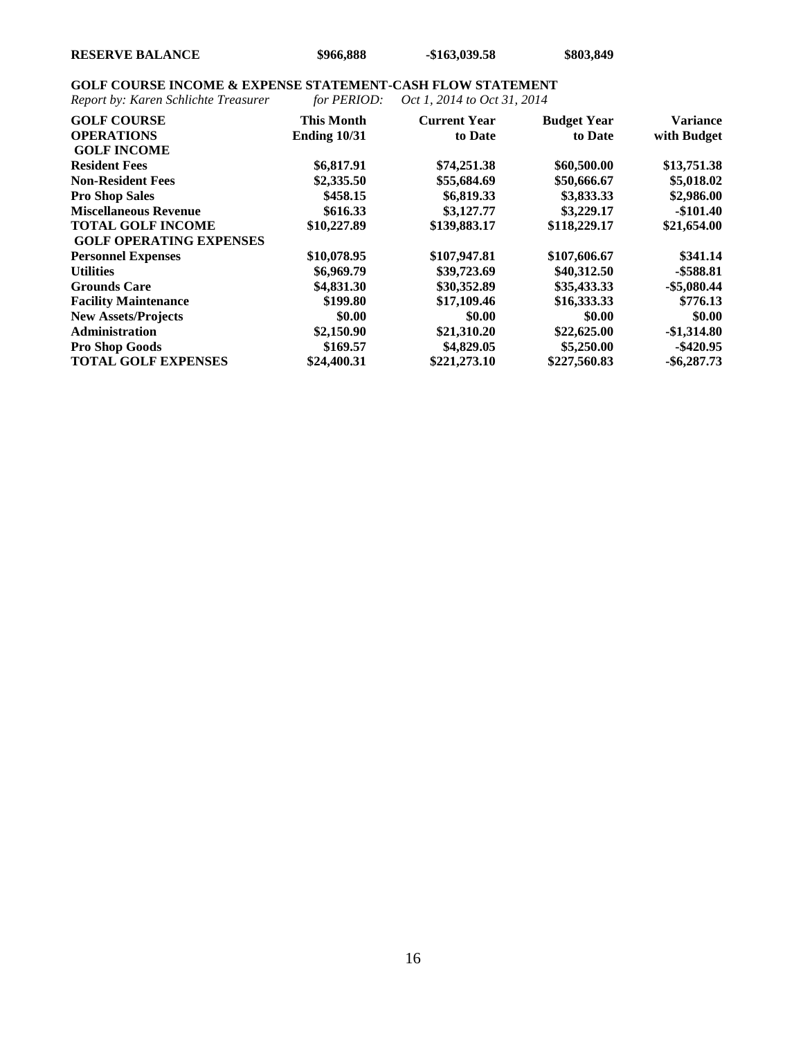| | | | |
|---|---|---|---|
| **RESERVE BALANCE** | **$966,888** | **-$163,039.58** | **$803,849** |

**GOLF COURSE INCOME & EXPENSE STATEMENT-CASH FLOW STATEMENT**

*Report by: Karen Schlichte Treasurer* *for PERIOD:* *Oct 1, 2014 to Oct 31, 2014*

| GOLF COURSE OPERATIONS | This Month Ending 10/31 | Current Year to Date | Budget Year to Date | Variance with Budget |
|---|---|---|---|---|
| **GOLF INCOME** | | | | |
| **Resident Fees** | **$6,817.91** | **$74,251.38** | **$60,500.00** | **$13,751.38** |
| **Non-Resident Fees** | **$2,335.50** | **$55,684.69** | **$50,666.67** | **$5,018.02** |
| **Pro Shop Sales** | **$458.15** | **$6,819.33** | **$3,833.33** | **$2,986.00** |
| **Miscellaneous Revenue** | **$616.33** | **$3,127.77** | **$3,229.17** | **-$101.40** |
| **TOTAL GOLF INCOME** | **$10,227.89** | **$139,883.17** | **$118,229.17** | **$21,654.00** |
| **GOLF OPERATING EXPENSES** | | | | |
| **Personnel Expenses** | **$10,078.95** | **$107,947.81** | **$107,606.67** | **$341.14** |
| **Utilities** | **$6,969.79** | **$39,723.69** | **$40,312.50** | **-$588.81** |
| **Grounds Care** | **$4,831.30** | **$30,352.89** | **$35,433.33** | **-$5,080.44** |
| **Facility Maintenance** | **$199.80** | **$17,109.46** | **$16,333.33** | **$776.13** |
| **New Assets/Projects** | **$0.00** | **$0.00** | **$0.00** | **$0.00** |
| **Administration** | **$2,150.90** | **$21,310.20** | **$22,625.00** | **-$1,314.80** |
| **Pro Shop Goods** | **$169.57** | **$4,829.05** | **$5,250.00** | **-$420.95** |
| **TOTAL GOLF EXPENSES** | **$24,400.31** | **$221,273.10** | **$227,560.83** | **-$6,287.73** |